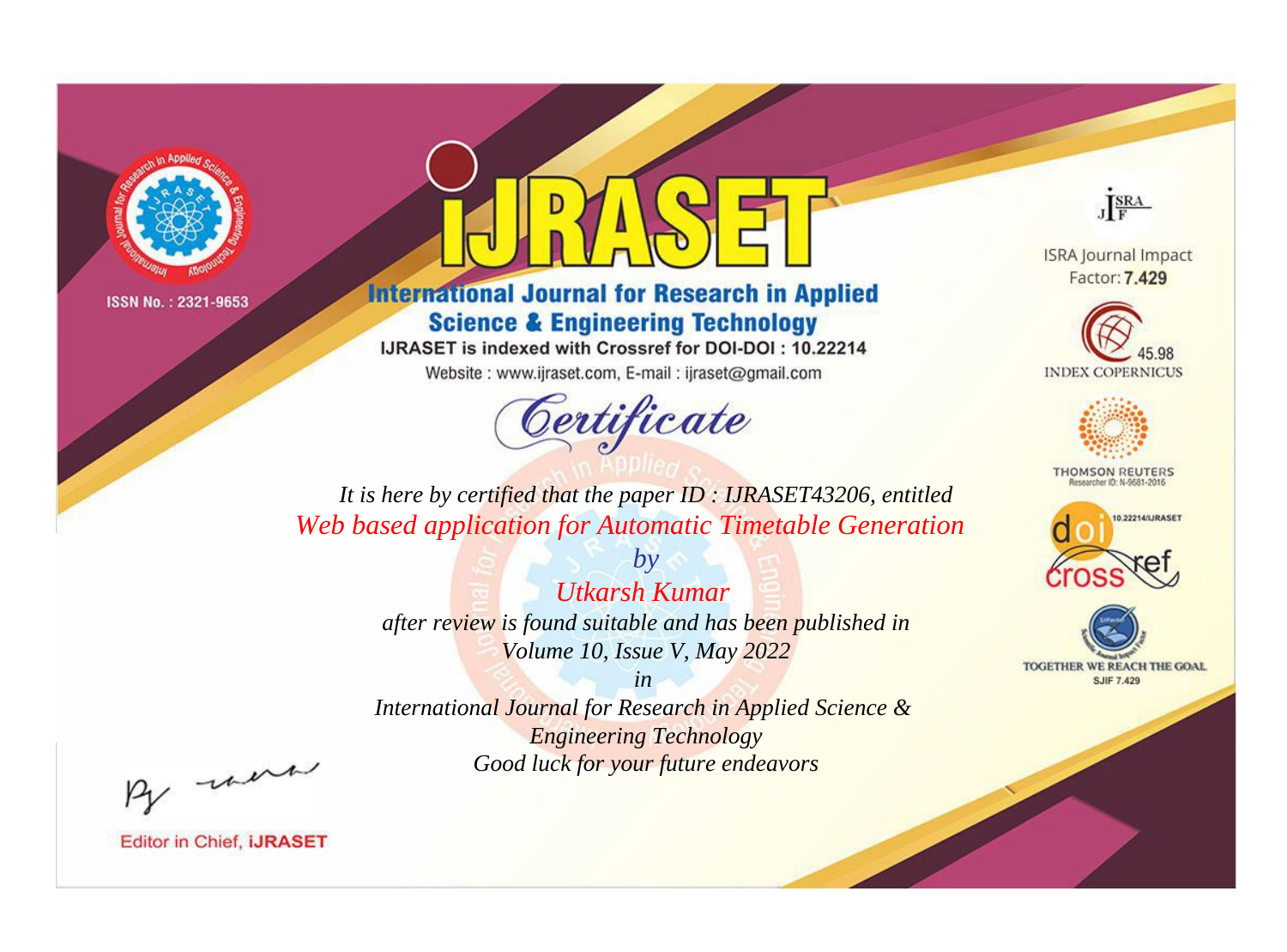ISSN No. : 2321-9653

# iJRASET

## International Journal for Research in Applied Science & Engineering Technology

IJRASET is indexed with Crossref for DOI-DOI : 10.22214

Website : www.ijraset.com, E-mail : ijraset@gmail.com

*Certificate*

*It is here by certified that the paper ID : IJRASET43206, entitled*

*Web based application for Automatic Timetable Generation*

*by*

*Utkarsh Kumar*

*after review is found suitable and has been published in*

*Volume 10, Issue V, May 2022*

*in*

*International Journal for Research in Applied Science & Engineering Technology*

*Good luck for your future endeavors*

ISRA Journal Impact Factor: **7.429**

45.98 INDEX COPERNICUS

THOMSON REUTERS Researcher ID: N-9681-2016

10.22214/IJRASET

TOGETHER WE REACH THE GOAL SJIF 7.429

Editor in Chief, **iJRASET**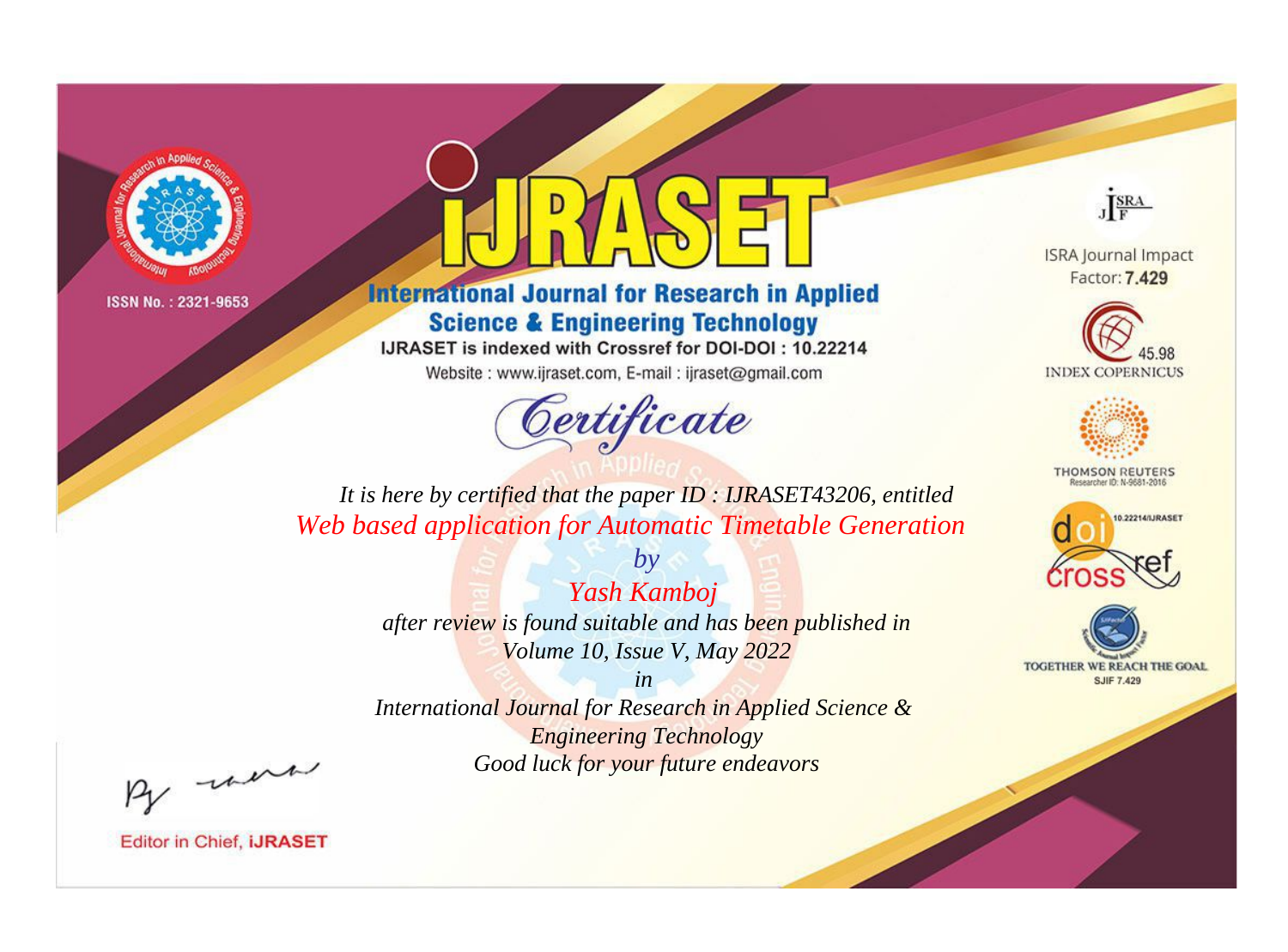ISSN No. : 2321-9653

# iJRASET

## International Journal for Research in Applied Science & Engineering Technology

IJRASET is indexed with Crossref for DOI-DOI : 10.22214

Website : www.ijraset.com, E-mail : ijraset@gmail.com

# Certificate

*It is here by certified that the paper ID : IJRASET43206, entitled*

*Web based application for Automatic Timetable Generation*

*by*

*Yash Kamboj*

*after review is found suitable and has been published in*

*Volume 10, Issue V, May 2022*

*in*

*International Journal for Research in Applied Science & Engineering Technology*

*Good luck for your future endeavors*

ISRA Journal Impact Factor: **7.429**

45.98 INDEX COPERNICUS

THOMSON REUTERS Researcher ID: N-9681-2016

10.22214/IJRASET

crossref

TOGETHER WE REACH THE GOAL SJIF 7.429

Editor in Chief, **iJRASET**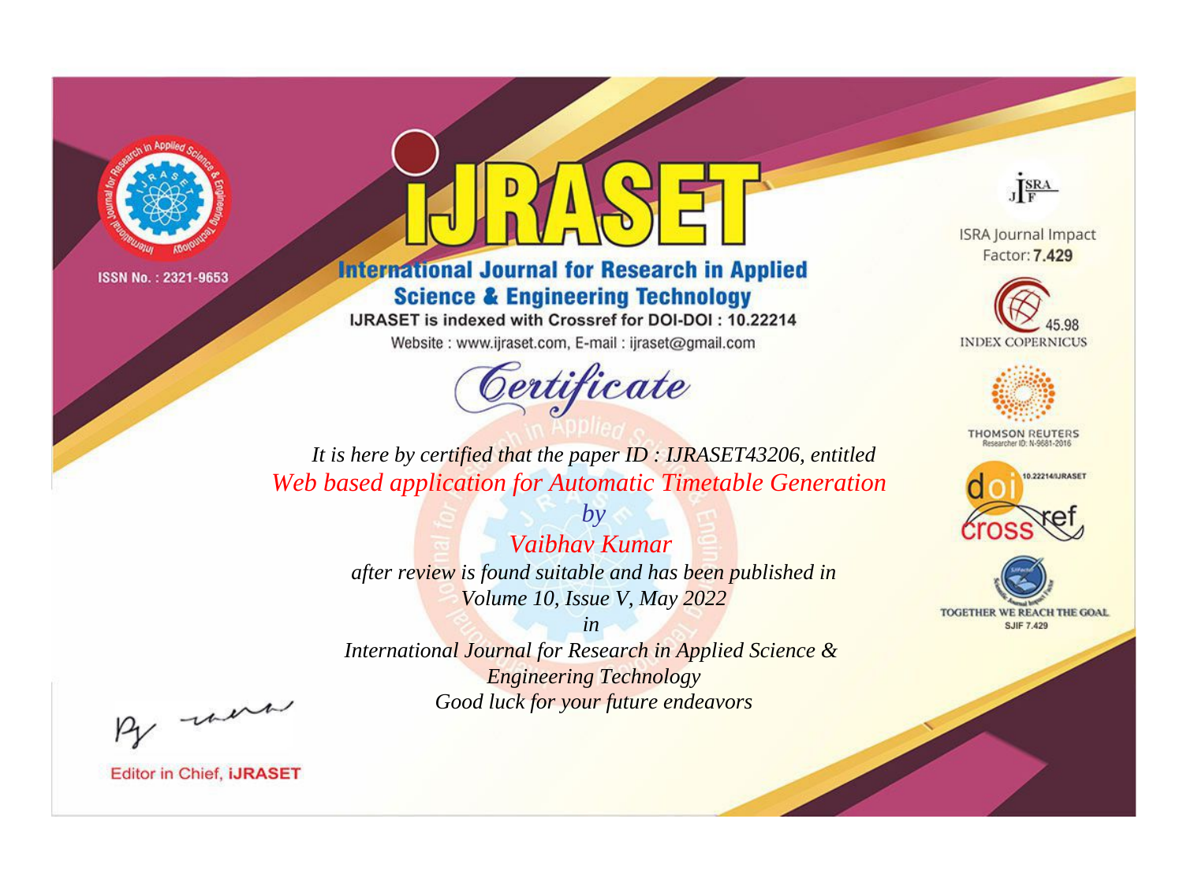ISSN No. : 2321-9653

# iJRASET

## International Journal for Research in Applied Science & Engineering Technology

IJRASET is indexed with Crossref for DOI-DOI : 10.22214

Website : www.ijraset.com, E-mail : ijraset@gmail.com

ISRA Journal Impact Factor: **7.429**

45.98 INDEX COPERNICUS

THOMSON REUTERS Researcher ID: N-9681-2016

10.22214/IJRASET

TOGETHER WE REACH THE GOAL SJIF 7.429

# Certificate

*It is here by certified that the paper ID : IJRASET43206, entitled*

*Web based application for Automatic Timetable Generation*

*by*

*Vaibhav Kumar*

*after review is found suitable and has been published in*

*Volume 10, Issue V, May 2022*

*in*

*International Journal for Research in Applied Science & Engineering Technology*

*Good luck for your future endeavors*

Editor in Chief, **iJRASET**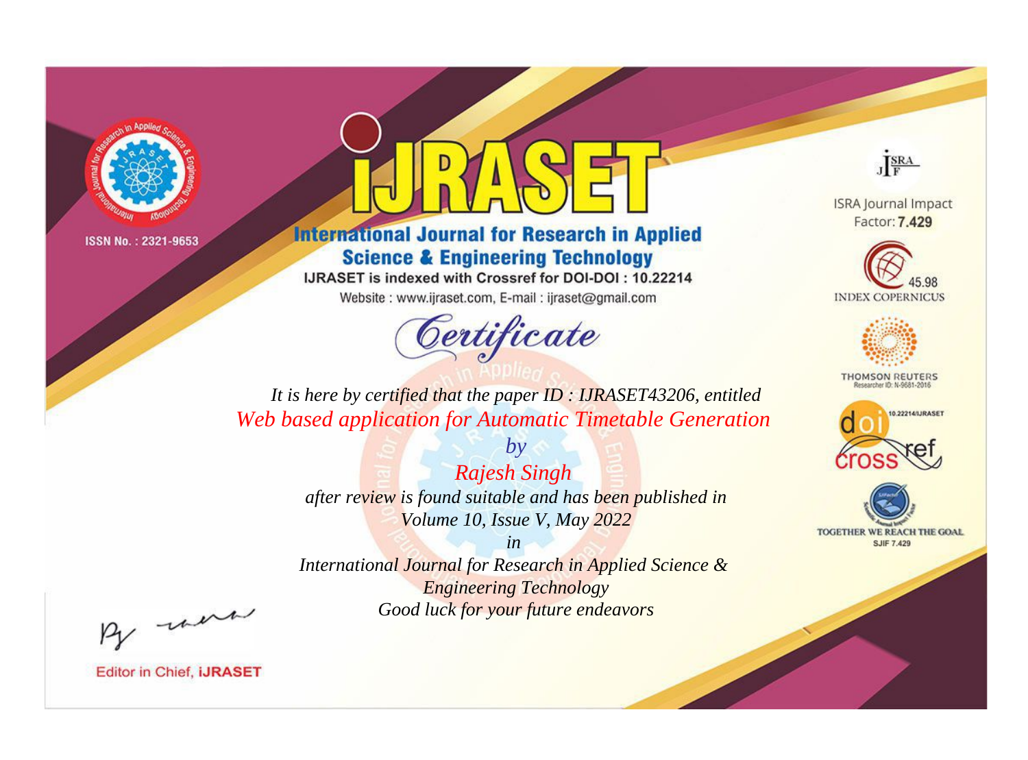ISSN No. : 2321-9653

# iJRASET

## International Journal for Research in Applied Science & Engineering Technology

IJRASET is indexed with Crossref for DOI-DOI : 10.22214

Website : www.ijraset.com, E-mail : ijraset@gmail.com

*Certificate*

*It is here by certified that the paper ID : IJRASET43206, entitled*

*Web based application for Automatic Timetable Generation*

*by*

*Rajesh Singh*

*after review is found suitable and has been published in*

*Volume 10, Issue V, May 2022*

*in*

*International Journal for Research in Applied Science & Engineering Technology*

*Good luck for your future endeavors*

ISRA Journal Impact Factor: **7.429**

45.98 INDEX COPERNICUS

THOMSON REUTERS Researcher ID: N-9681-2016

10.22214/IJRASET

TOGETHER WE REACH THE GOAL SJIF 7.429

Editor in Chief, **iJRASET**